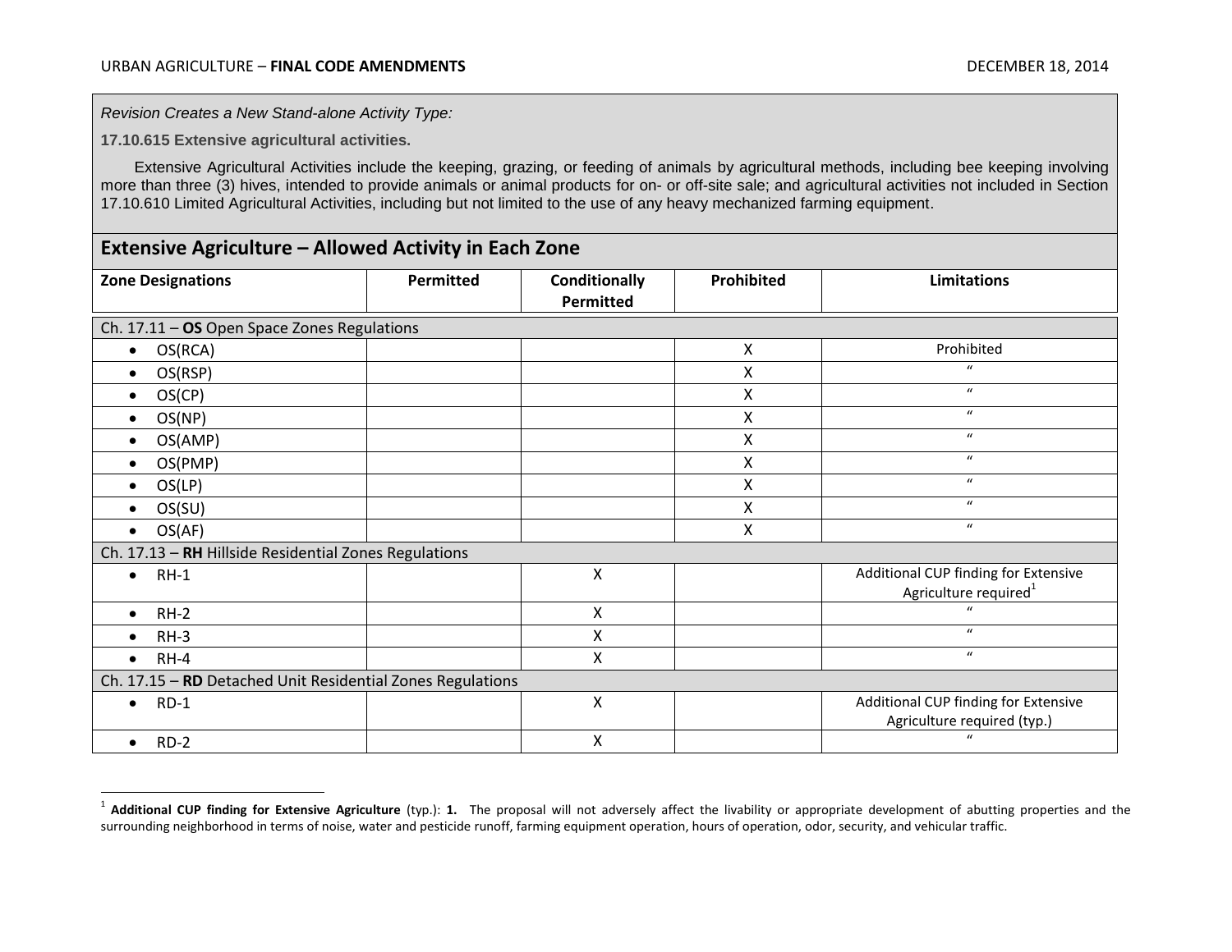*Revision Creates a New Stand-alone Activity Type:*

**17.10.615 Extensive agricultural activities.**

Extensive Agricultural Activities include the keeping, grazing, or feeding of animals by agricultural methods, including bee keeping involving more than three (3) hives, intended to provide animals or animal products for on- or off-site sale; and agricultural activities not included in Section 17.10.610 Limited Agricultural Activities, including but not limited to the use of any heavy mechanized farming equipment.

## Extensive Agriculture – Allowed Activity in Each Zone

| Zone Designations | Permitted | Conditionally Permitted | Prohibited | Limitations |
|---|---|---|---|---|
| Ch. 17.11 – **OS** Open Space Zones Regulations | | | | |
| • OS(RCA) | | | X | Prohibited |
| • OS(RSP) | | | X | " |
| • OS(CP) | | | X | " |
| • OS(NP) | | | X | " |
| • OS(AMP) | | | X | " |
| • OS(PMP) | | | X | " |
| • OS(LP) | | | X | " |
| • OS(SU) | | | X | " |
| • OS(AF) | | | X | " |
| Ch. 17.13 – **RH** Hillside Residential Zones Regulations | | | | |
| • RH-1 | | X | | Additional CUP finding for Extensive Agriculture required[1] |
| • RH-2 | | X | | " |
| • RH-3 | | X | | " |
| • RH-4 | | X | | " |
| Ch. 17.15 – **RD** Detached Unit Residential Zones Regulations | | | | |
| • RD-1 | | X | | Additional CUP finding for Extensive Agriculture required (typ.) |
| • RD-2 | | X | | " |

[1] **Additional CUP finding for Extensive Agriculture** (typ.): **1.** The proposal will not adversely affect the livability or appropriate development of abutting properties and the surrounding neighborhood in terms of noise, water and pesticide runoff, farming equipment operation, hours of operation, odor, security, and vehicular traffic.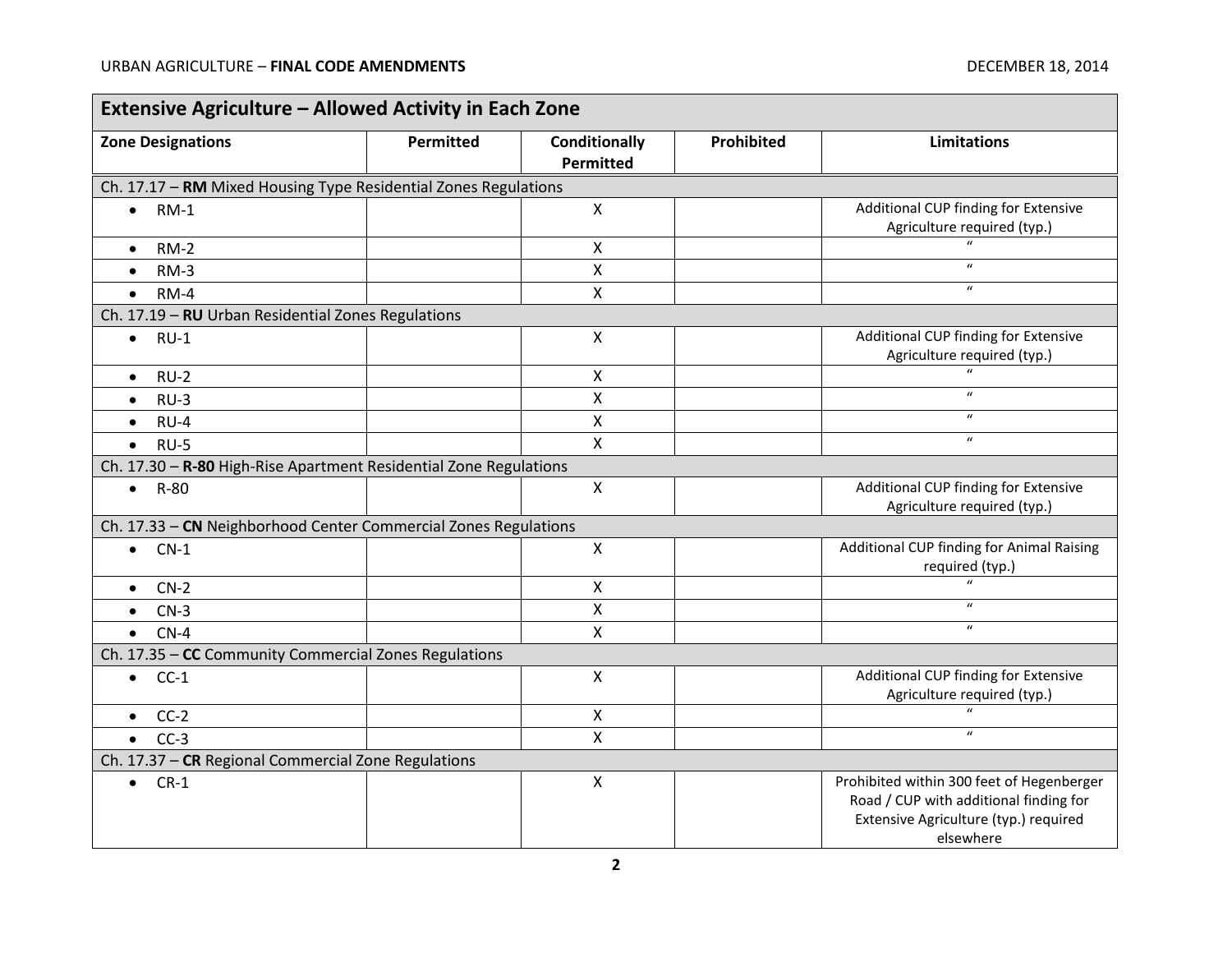| Extensive Agriculture – Allowed Activity in Each Zone | | | | |
|---|---|---|---|---|
| **Zone Designations** | **Permitted** | **Conditionally Permitted** | **Prohibited** | **Limitations** |
| Ch. 17.17 – **RM** Mixed Housing Type Residential Zones Regulations | | | | |
| • RM-1 | | X | | Additional CUP finding for Extensive Agriculture required (typ.) |
| • RM-2 | | X | | " |
| • RM-3 | | X | | " |
| • RM-4 | | X | | " |
| Ch. 17.19 – **RU** Urban Residential Zones Regulations | | | | |
| • RU-1 | | X | | Additional CUP finding for Extensive Agriculture required (typ.) |
| • RU-2 | | X | | " |
| • RU-3 | | X | | " |
| • RU-4 | | X | | " |
| • RU-5 | | X | | " |
| Ch. 17.30 – **R-80** High-Rise Apartment Residential Zone Regulations | | | | |
| • R-80 | | X | | Additional CUP finding for Extensive Agriculture required (typ.) |
| Ch. 17.33 – **CN** Neighborhood Center Commercial Zones Regulations | | | | |
| • CN-1 | | X | | Additional CUP finding for Animal Raising required (typ.) |
| • CN-2 | | X | | " |
| • CN-3 | | X | | " |
| • CN-4 | | X | | " |
| Ch. 17.35 – **CC** Community Commercial Zones Regulations | | | | |
| • CC-1 | | X | | Additional CUP finding for Extensive Agriculture required (typ.) |
| • CC-2 | | X | | " |
| • CC-3 | | X | | " |
| Ch. 17.37 – **CR** Regional Commercial Zone Regulations | | | | |
| • CR-1 | | X | | Prohibited within 300 feet of Hegenberger Road / CUP with additional finding for Extensive Agriculture (typ.) required elsewhere |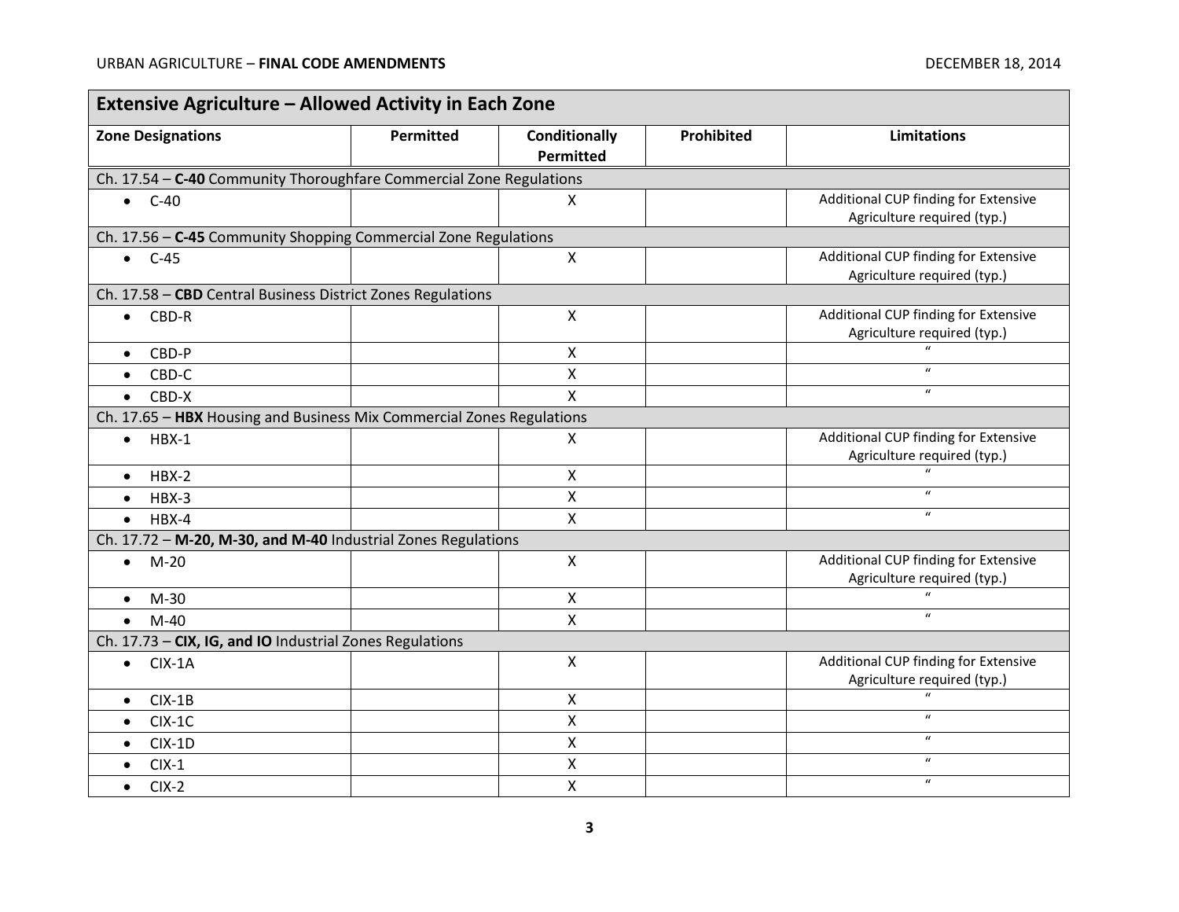| Extensive Agriculture – Allowed Activity in Each Zone | | | | |
|---|---|---|---|---|
| **Zone Designations** | **Permitted** | **Conditionally Permitted** | **Prohibited** | **Limitations** |
| Ch. 17.54 – **C-40** Community Thoroughfare Commercial Zone Regulations | | | | |
| • C-40 | | X | | Additional CUP finding for Extensive Agriculture required (typ.) |
| Ch. 17.56 – **C-45** Community Shopping Commercial Zone Regulations | | | | |
| • C-45 | | X | | Additional CUP finding for Extensive Agriculture required (typ.) |
| Ch. 17.58 – **CBD** Central Business District Zones Regulations | | | | |
| • CBD-R | | X | | Additional CUP finding for Extensive Agriculture required (typ.) |
| • CBD-P | | X | | " |
| • CBD-C | | X | | " |
| • CBD-X | | X | | " |
| Ch. 17.65 – **HBX** Housing and Business Mix Commercial Zones Regulations | | | | |
| • HBX-1 | | X | | Additional CUP finding for Extensive Agriculture required (typ.) |
| • HBX-2 | | X | | " |
| • HBX-3 | | X | | " |
| • HBX-4 | | X | | " |
| Ch. 17.72 – **M-20, M-30, and M-40** Industrial Zones Regulations | | | | |
| • M-20 | | X | | Additional CUP finding for Extensive Agriculture required (typ.) |
| • M-30 | | X | | " |
| • M-40 | | X | | " |
| Ch. 17.73 – **CIX, IG, and IO** Industrial Zones Regulations | | | | |
| • CIX-1A | | X | | Additional CUP finding for Extensive Agriculture required (typ.) |
| • CIX-1B | | X | | " |
| • CIX-1C | | X | | " |
| • CIX-1D | | X | | " |
| • CIX-1 | | X | | " |
| • CIX-2 | | X | | " |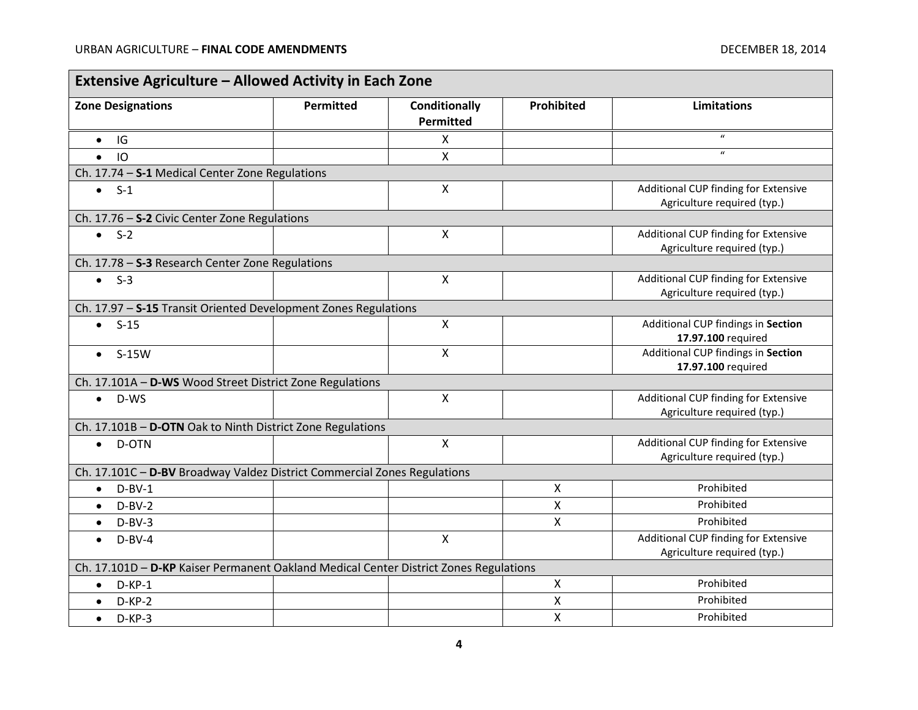| Extensive Agriculture – Allowed Activity in Each Zone | | | | |
|---|---|---|---|---|
| **Zone Designations** | **Permitted** | **Conditionally Permitted** | **Prohibited** | **Limitations** |
| • IG | | X | | " |
| • IO | | X | | " |
| Ch. 17.74 – **S-1** Medical Center Zone Regulations | | | | |
| • S-1 | | X | | Additional CUP finding for Extensive Agriculture required (typ.) |
| Ch. 17.76 – **S-2** Civic Center Zone Regulations | | | | |
| • S-2 | | X | | Additional CUP finding for Extensive Agriculture required (typ.) |
| Ch. 17.78 – **S-3** Research Center Zone Regulations | | | | |
| • S-3 | | X | | Additional CUP finding for Extensive Agriculture required (typ.) |
| Ch. 17.97 – **S-15** Transit Oriented Development Zones Regulations | | | | |
| • S-15 | | X | | Additional CUP findings in **Section 17.97.100** required |
| • S-15W | | X | | Additional CUP findings in **Section 17.97.100** required |
| Ch. 17.101A – **D-WS** Wood Street District Zone Regulations | | | | |
| • D-WS | | X | | Additional CUP finding for Extensive Agriculture required (typ.) |
| Ch. 17.101B – **D-OTN** Oak to Ninth District Zone Regulations | | | | |
| • D-OTN | | X | | Additional CUP finding for Extensive Agriculture required (typ.) |
| Ch. 17.101C – **D-BV** Broadway Valdez District Commercial Zones Regulations | | | | |
| • D-BV-1 | | | X | Prohibited |
| • D-BV-2 | | | X | Prohibited |
| • D-BV-3 | | | X | Prohibited |
| • D-BV-4 | | X | | Additional CUP finding for Extensive Agriculture required (typ.) |
| Ch. 17.101D – **D-KP** Kaiser Permanent Oakland Medical Center District Zones Regulations | | | | |
| • D-KP-1 | | | X | Prohibited |
| • D-KP-2 | | | X | Prohibited |
| • D-KP-3 | | | X | Prohibited |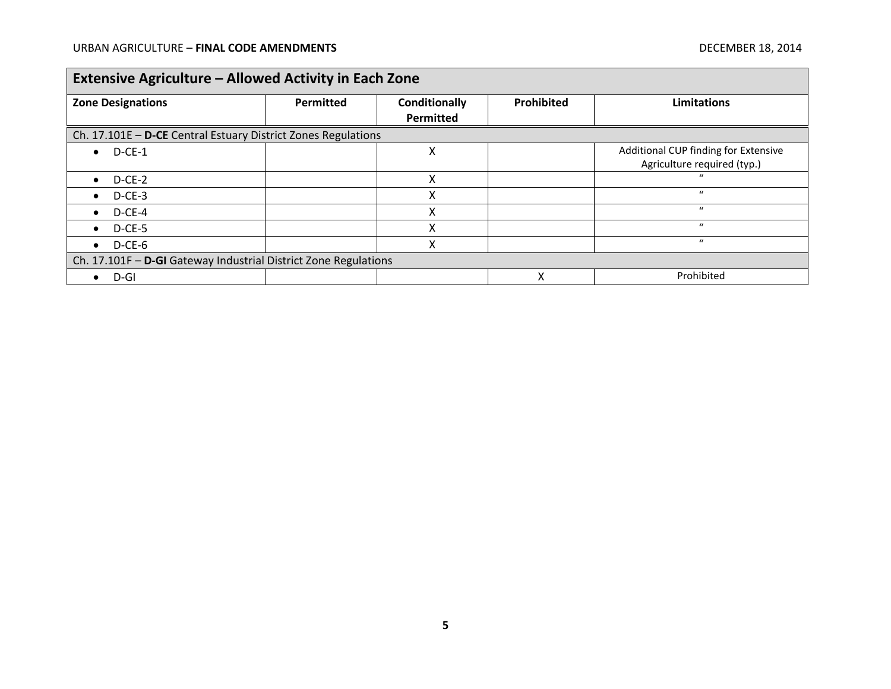| Extensive Agriculture – Allowed Activity in Each Zone | | | | |
|---|---|---|---|---|
| **Zone Designations** | **Permitted** | **Conditionally Permitted** | **Prohibited** | **Limitations** |
| Ch. 17.101E – **D-CE** Central Estuary District Zones Regulations | | | | |
| • D-CE-1 | | X | | Additional CUP finding for Extensive Agriculture required (typ.) |
| • D-CE-2 | | X | | " |
| • D-CE-3 | | X | | " |
| • D-CE-4 | | X | | " |
| • D-CE-5 | | X | | " |
| • D-CE-6 | | X | | " |
| Ch. 17.101F – **D-GI** Gateway Industrial District Zone Regulations | | | | |
| • D-GI | | | X | Prohibited |